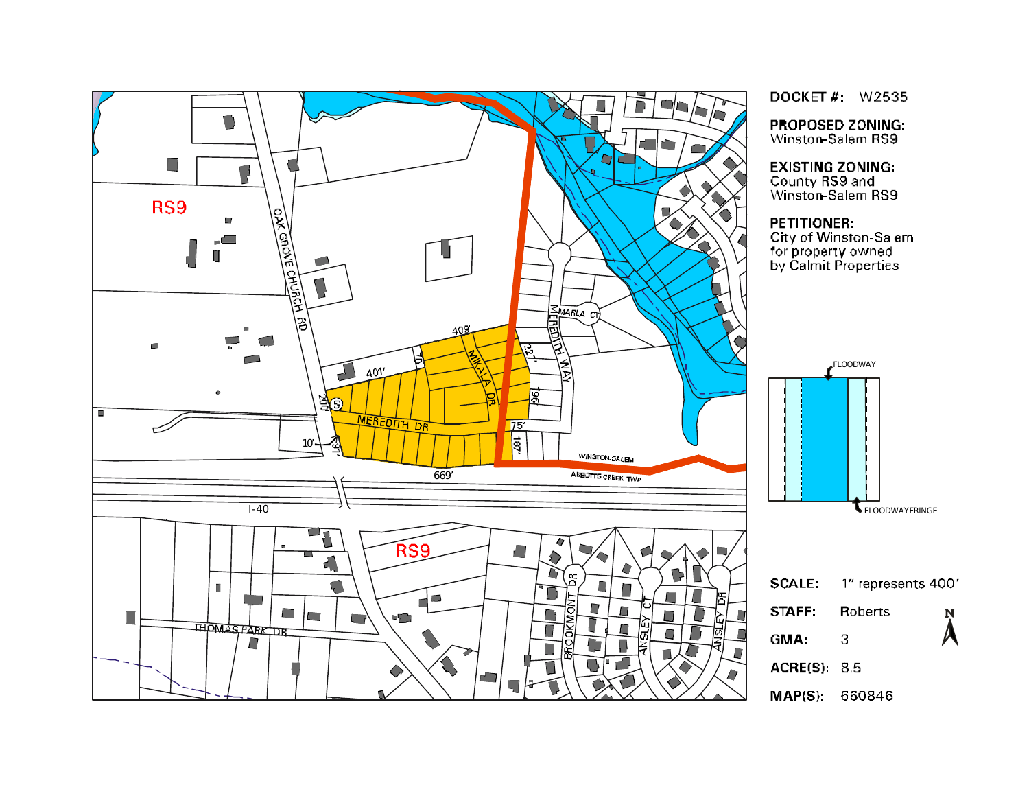RS9

OAK GROVE CHURCH RD

MARLA CT

MEREDITH WAY

MIKALA DR

MEREDITH DR

409'

401'

227'

196'

75'

187'

10'

200'

137'

669'

WINSTON-SALEM

ABBOTTS CREEK TWP

I-40

RS9

THOMAS PARK DR

BROOKMONT DR

ANSLEY CT

ANSLEY DR

**DOCKET #:** W2535

**PROPOSED ZONING:**
Winston-Salem RS9

**EXISTING ZONING:**
County RS9 and
Winston-Salem RS9

**PETITIONER:**
City of Winston-Salem
for property owned
by Calmit Properties

FLOODWAY

FLOODWAYFRINGE

**SCALE:** 1" represents 400'

**STAFF:** Roberts

**GMA:** 3

**ACRE(S):** 8.5

**MAP(S):** 660846

N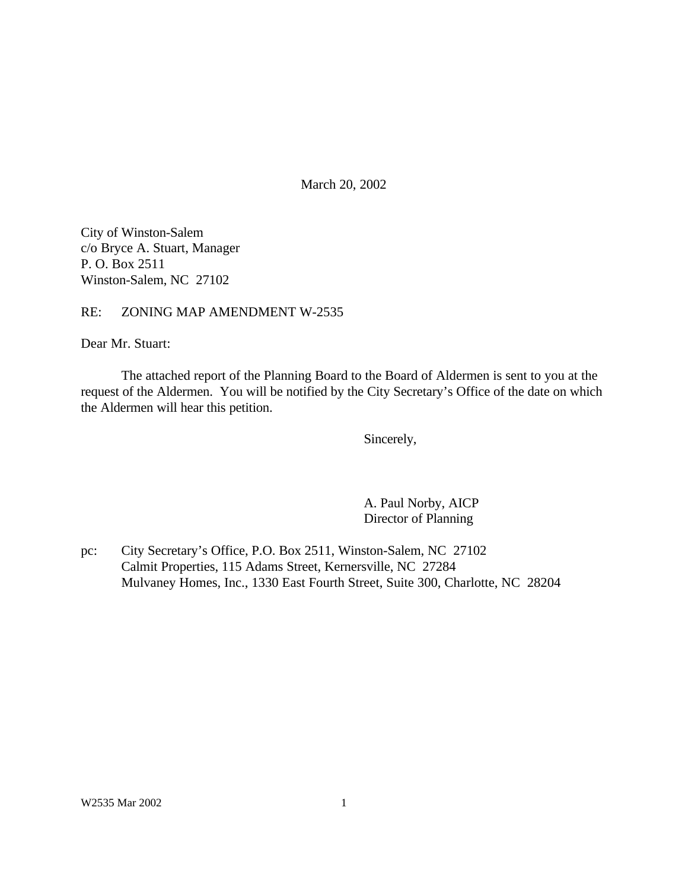March 20, 2002

City of Winston-Salem
c/o Bryce A. Stuart, Manager
P. O. Box 2511
Winston-Salem, NC 27102

RE: ZONING MAP AMENDMENT W-2535

Dear Mr. Stuart:

The attached report of the Planning Board to the Board of Aldermen is sent to you at the request of the Aldermen. You will be notified by the City Secretary's Office of the date on which the Aldermen will hear this petition.

Sincerely,

A. Paul Norby, AICP
Director of Planning

pc: City Secretary's Office, P.O. Box 2511, Winston-Salem, NC 27102
Calmit Properties, 115 Adams Street, Kernersville, NC 27284
Mulvaney Homes, Inc., 1330 East Fourth Street, Suite 300, Charlotte, NC 28204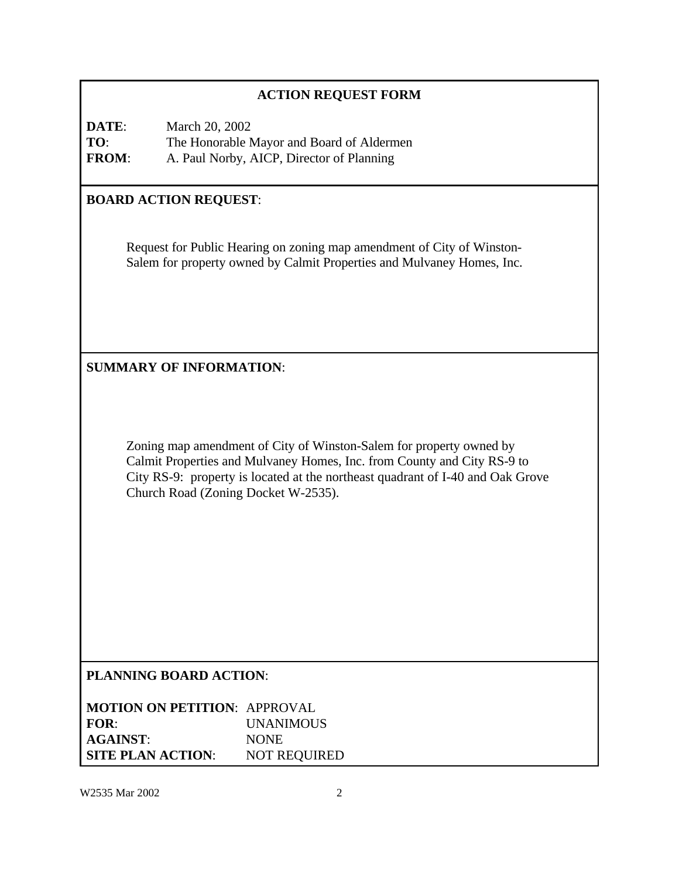## ACTION REQUEST FORM

**DATE**: March 20, 2002
**TO**: The Honorable Mayor and Board of Aldermen
**FROM**: A. Paul Norby, AICP, Director of Planning

**BOARD ACTION REQUEST**:

Request for Public Hearing on zoning map amendment of City of Winston-Salem for property owned by Calmit Properties and Mulvaney Homes, Inc.

**SUMMARY OF INFORMATION**:

Zoning map amendment of City of Winston-Salem for property owned by Calmit Properties and Mulvaney Homes, Inc. from County and City RS-9 to City RS-9: property is located at the northeast quadrant of I-40 and Oak Grove Church Road (Zoning Docket W-2535).

**PLANNING BOARD ACTION**:

**MOTION ON PETITION**: APPROVAL
**FOR**: UNANIMOUS
**AGAINST**: NONE
**SITE PLAN ACTION**: NOT REQUIRED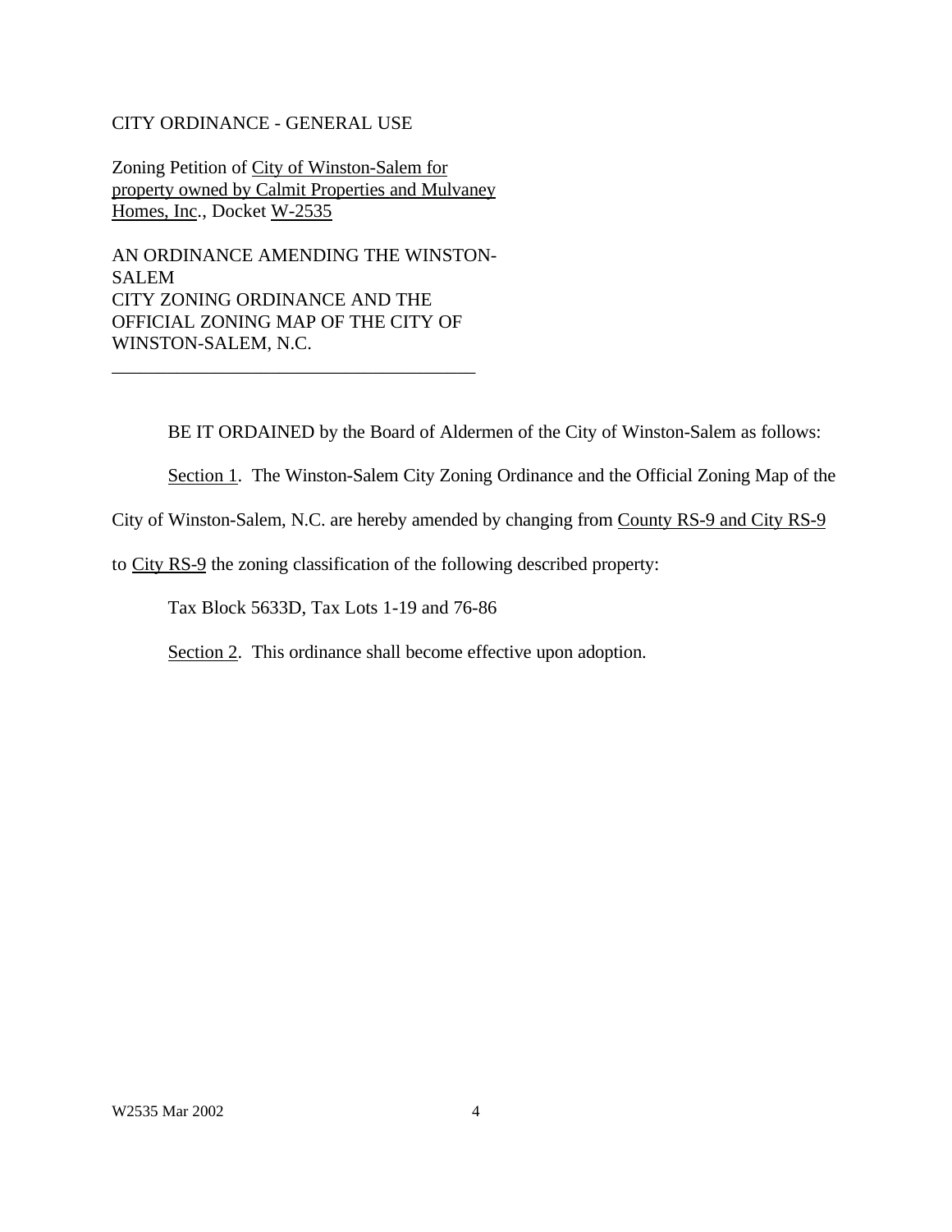CITY ORDINANCE - GENERAL USE

Zoning Petition of City of Winston-Salem for property owned by Calmit Properties and Mulvaney Homes, Inc., Docket W-2535

AN ORDINANCE AMENDING THE WINSTON-SALEM CITY ZONING ORDINANCE AND THE OFFICIAL ZONING MAP OF THE CITY OF WINSTON-SALEM, N.C.

---

BE IT ORDAINED by the Board of Aldermen of the City of Winston-Salem as follows:

Section 1. The Winston-Salem City Zoning Ordinance and the Official Zoning Map of the City of Winston-Salem, N.C. are hereby amended by changing from County RS-9 and City RS-9 to City RS-9 the zoning classification of the following described property:

Tax Block 5633D, Tax Lots 1-19 and 76-86

Section 2. This ordinance shall become effective upon adoption.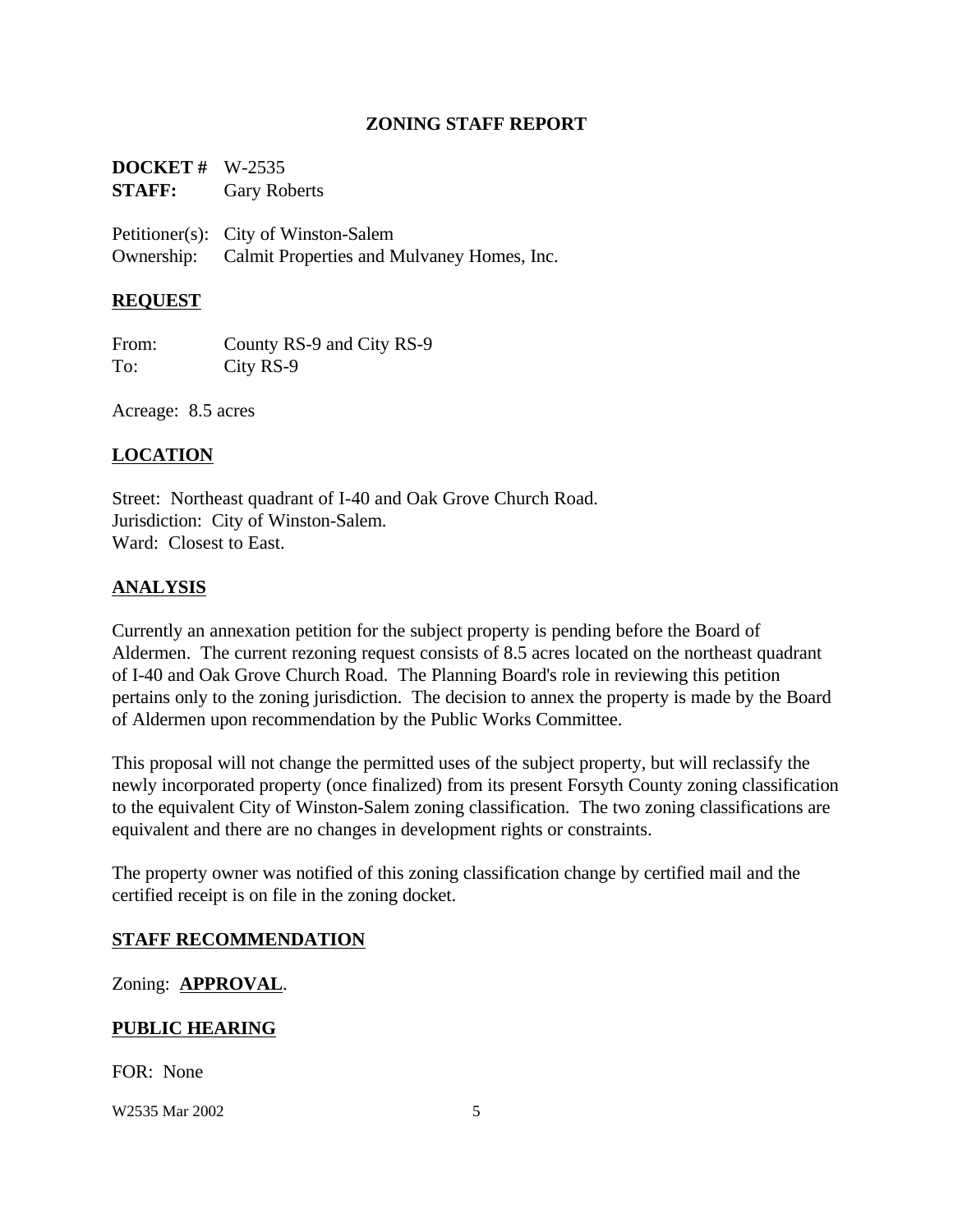# ZONING STAFF REPORT

**DOCKET #** W-2535
**STAFF:** Gary Roberts

Petitioner(s): City of Winston-Salem
Ownership: Calmit Properties and Mulvaney Homes, Inc.

## REQUEST

From: County RS-9 and City RS-9
To: City RS-9

Acreage: 8.5 acres

## LOCATION

Street: Northeast quadrant of I-40 and Oak Grove Church Road.
Jurisdiction: City of Winston-Salem.
Ward: Closest to East.

## ANALYSIS

Currently an annexation petition for the subject property is pending before the Board of Aldermen. The current rezoning request consists of 8.5 acres located on the northeast quadrant of I-40 and Oak Grove Church Road. The Planning Board's role in reviewing this petition pertains only to the zoning jurisdiction. The decision to annex the property is made by the Board of Aldermen upon recommendation by the Public Works Committee.

This proposal will not change the permitted uses of the subject property, but will reclassify the newly incorporated property (once finalized) from its present Forsyth County zoning classification to the equivalent City of Winston-Salem zoning classification. The two zoning classifications are equivalent and there are no changes in development rights or constraints.

The property owner was notified of this zoning classification change by certified mail and the certified receipt is on file in the zoning docket.

## STAFF RECOMMENDATION

Zoning: **APPROVAL**.

## PUBLIC HEARING

FOR: None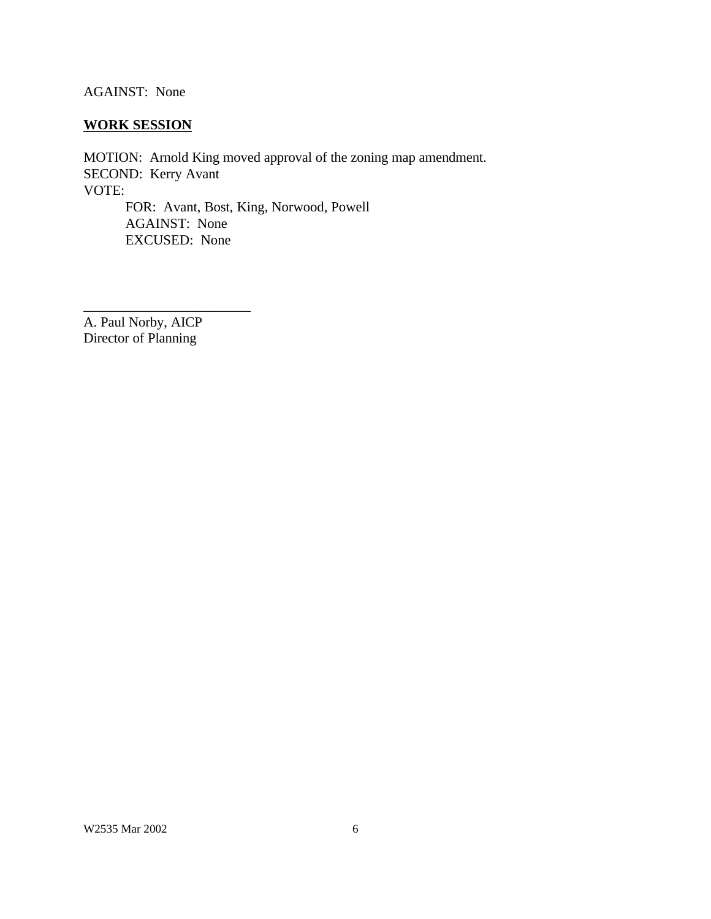AGAINST: None

**WORK SESSION**

MOTION: Arnold King moved approval of the zoning map amendment.
SECOND: Kerry Avant
VOTE:

FOR: Avant, Bost, King, Norwood, Powell
AGAINST: None
EXCUSED: None

\_\_\_\_\_\_\_\_\_\_\_\_\_\_\_\_\_\_\_\_\_\_\_\_\_\_

A. Paul Norby, AICP
Director of Planning

W2535 Mar 2002